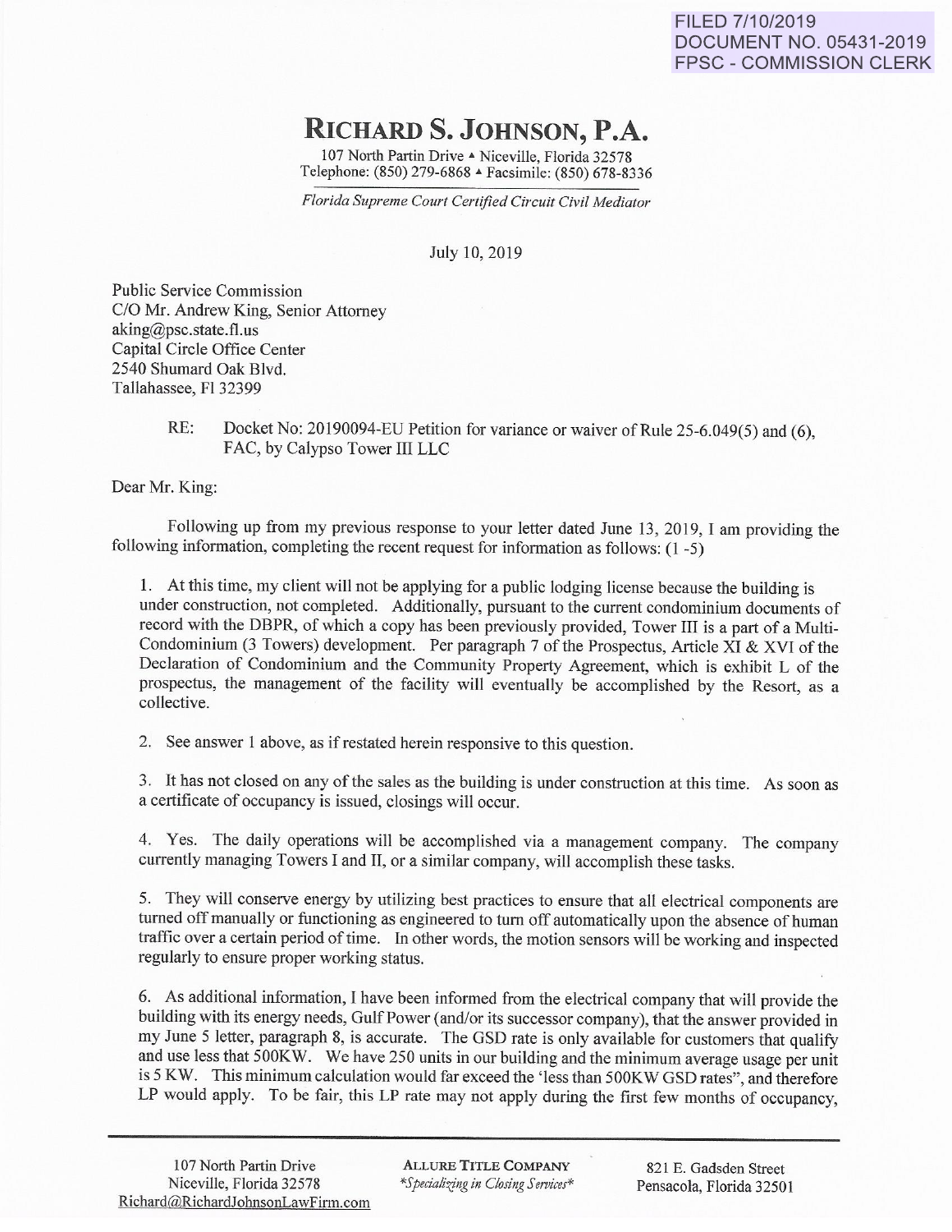FILED 7/10/2019
DOCUMENT NO. 05431-2019
FPSC - COMMISSION CLERK

# RICHARD S. JOHNSON, P.A.

107 North Partin Drive ▲ Niceville, Florida 32578
Telephone: (850) 279-6868 ▲ Facsimile: (850) 678-8336

*Florida Supreme Court Certified Circuit Civil Mediator*

July 10, 2019

Public Service Commission
C/O Mr. Andrew King, Senior Attorney
aking@psc.state.fl.us
Capital Circle Office Center
2540 Shumard Oak Blvd.
Tallahassee, Fl 32399

RE: Docket No: 20190094-EU Petition for variance or waiver of Rule 25-6.049(5) and (6), FAC, by Calypso Tower III LLC

Dear Mr. King:

Following up from my previous response to your letter dated June 13, 2019, I am providing the following information, completing the recent request for information as follows: (1 -5)

1. At this time, my client will not be applying for a public lodging license because the building is under construction, not completed. Additionally, pursuant to the current condominium documents of record with the DBPR, of which a copy has been previously provided, Tower III is a part of a Multi-Condominium (3 Towers) development. Per paragraph 7 of the Prospectus, Article XI & XVI of the Declaration of Condominium and the Community Property Agreement, which is exhibit L of the prospectus, the management of the facility will eventually be accomplished by the Resort, as a collective.

2. See answer 1 above, as if restated herein responsive to this question.

3. It has not closed on any of the sales as the building is under construction at this time. As soon as a certificate of occupancy is issued, closings will occur.

4. Yes. The daily operations will be accomplished via a management company. The company currently managing Towers I and II, or a similar company, will accomplish these tasks.

5. They will conserve energy by utilizing best practices to ensure that all electrical components are turned off manually or functioning as engineered to turn off automatically upon the absence of human traffic over a certain period of time. In other words, the motion sensors will be working and inspected regularly to ensure proper working status.

6. As additional information, I have been informed from the electrical company that will provide the building with its energy needs, Gulf Power (and/or its successor company), that the answer provided in my June 5 letter, paragraph 8, is accurate. The GSD rate is only available for customers that qualify and use less that 500KW. We have 250 units in our building and the minimum average usage per unit is 5 KW. This minimum calculation would far exceed the 'less than 500KW GSD rates", and therefore LP would apply. To be fair, this LP rate may not apply during the first few months of occupancy,

107 North Partin Drive
Niceville, Florida 32578
Richard@RichardJohnsonLawFirm.com

**ALLURE TITLE COMPANY**
*\*Specializing in Closing Services\**

821 E. Gadsden Street
Pensacola, Florida 32501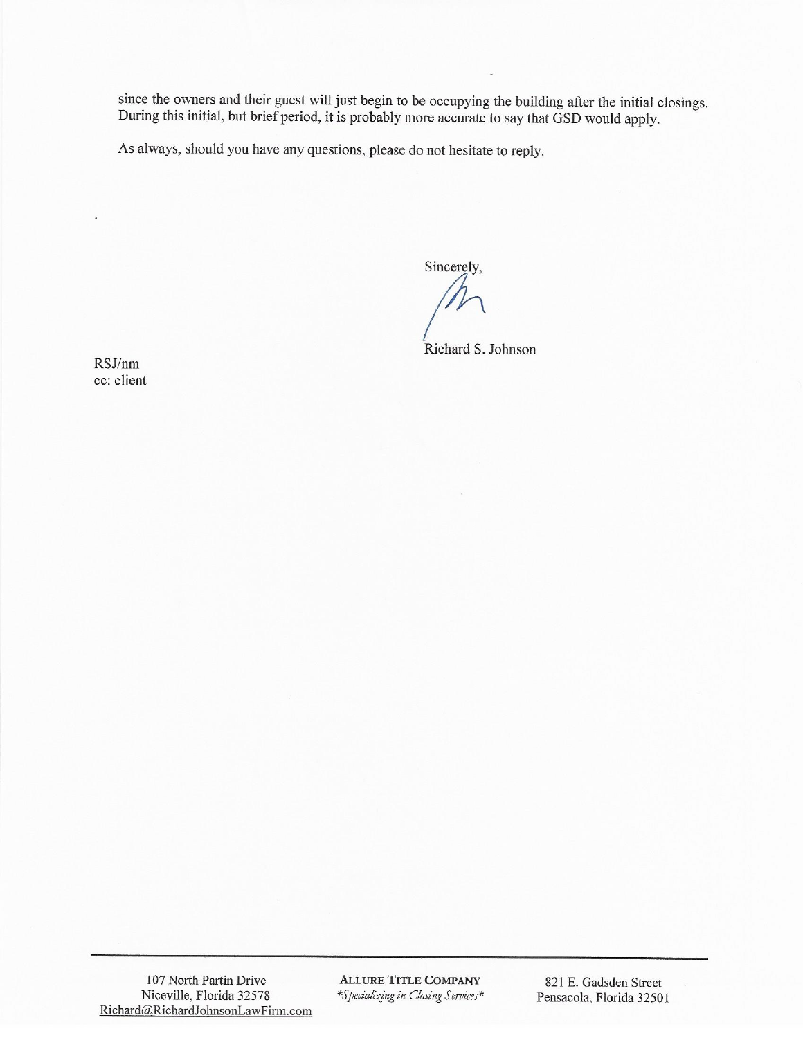since the owners and their guest will just begin to be occupying the building after the initial closings. During this initial, but brief period, it is probably more accurate to say that GSD would apply.

As always, should you have any questions, please do not hesitate to reply.

Sincerely,

Richard S. Johnson

RSJ/nm
cc: client

107 North Partin Drive
Niceville, Florida 32578
Richard@RichardJohnsonLawFirm.com

**ALLURE TITLE COMPANY**
*\*Specializing in Closing Services\**

821 E. Gadsden Street
Pensacola, Florida 32501